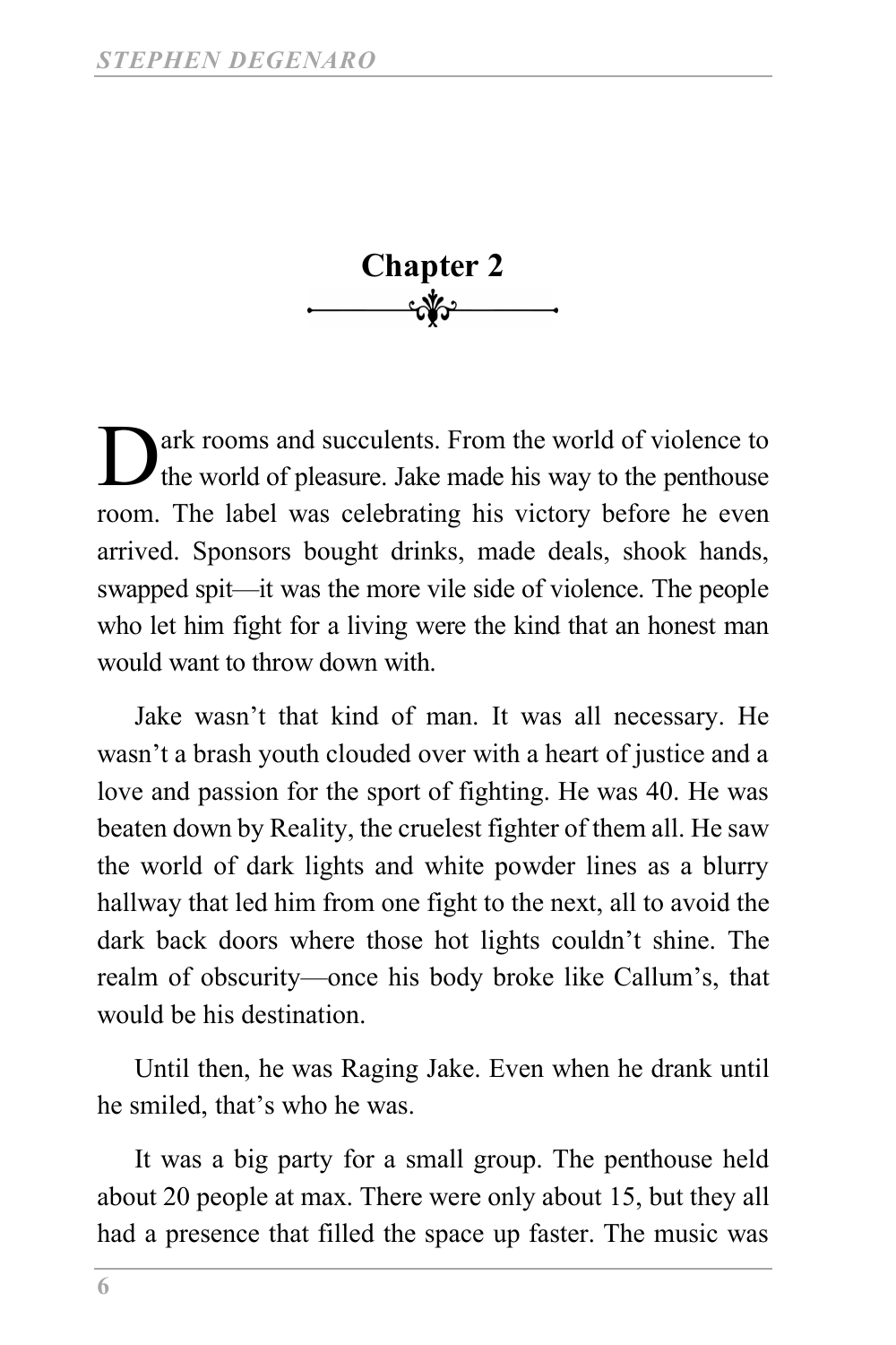## Chapter 2

Dark rooms and succulents. From the world of violence to the world of pleasure. Jake made his way to the penthouse room. The label was celebrating his victory before he even arrived. Sponsors bought drinks, made deals, shook hands, swapped spit—it was the more vile side of violence. The people who let him fight for a living were the kind that an honest man would want to throw down with.

Jake wasn't that kind of man. It was all necessary. He wasn't a brash youth clouded over with a heart of justice and a love and passion for the sport of fighting. He was 40. He was beaten down by Reality, the cruelest fighter of them all. He saw the world of dark lights and white powder lines as a blurry hallway that led him from one fight to the next, all to avoid the dark back doors where those hot lights couldn't shine. The realm of obscurity—once his body broke like Callum's, that would be his destination.

Until then, he was Raging Jake. Even when he drank until he smiled, that's who he was.

It was a big party for a small group. The penthouse held about 20 people at max. There were only about 15, but they all had a presence that filled the space up faster. The music was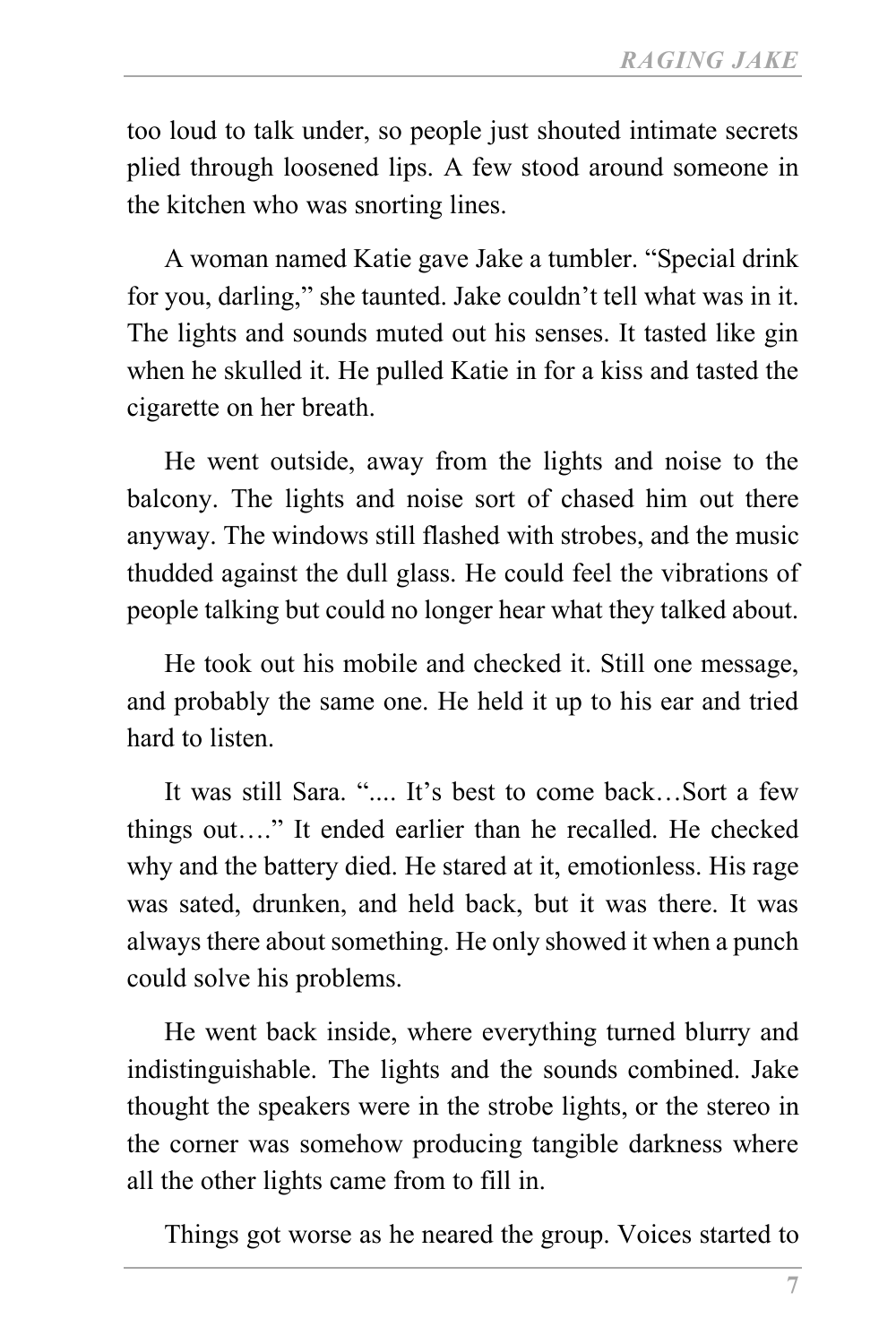too loud to talk under, so people just shouted intimate secrets plied through loosened lips. A few stood around someone in the kitchen who was snorting lines.

A woman named Katie gave Jake a tumbler. "Special drink for you, darling," she taunted. Jake couldn't tell what was in it. The lights and sounds muted out his senses. It tasted like gin when he skulled it. He pulled Katie in for a kiss and tasted the cigarette on her breath.

He went outside, away from the lights and noise to the balcony. The lights and noise sort of chased him out there anyway. The windows still flashed with strobes, and the music thudded against the dull glass. He could feel the vibrations of people talking but could no longer hear what they talked about.

He took out his mobile and checked it. Still one message, and probably the same one. He held it up to his ear and tried hard to listen.

It was still Sara. ".... It's best to come back…Sort a few things out…." It ended earlier than he recalled. He checked why and the battery died. He stared at it, emotionless. His rage was sated, drunken, and held back, but it was there. It was always there about something. He only showed it when a punch could solve his problems.

He went back inside, where everything turned blurry and indistinguishable. The lights and the sounds combined. Jake thought the speakers were in the strobe lights, or the stereo in the corner was somehow producing tangible darkness where all the other lights came from to fill in.

Things got worse as he neared the group. Voices started to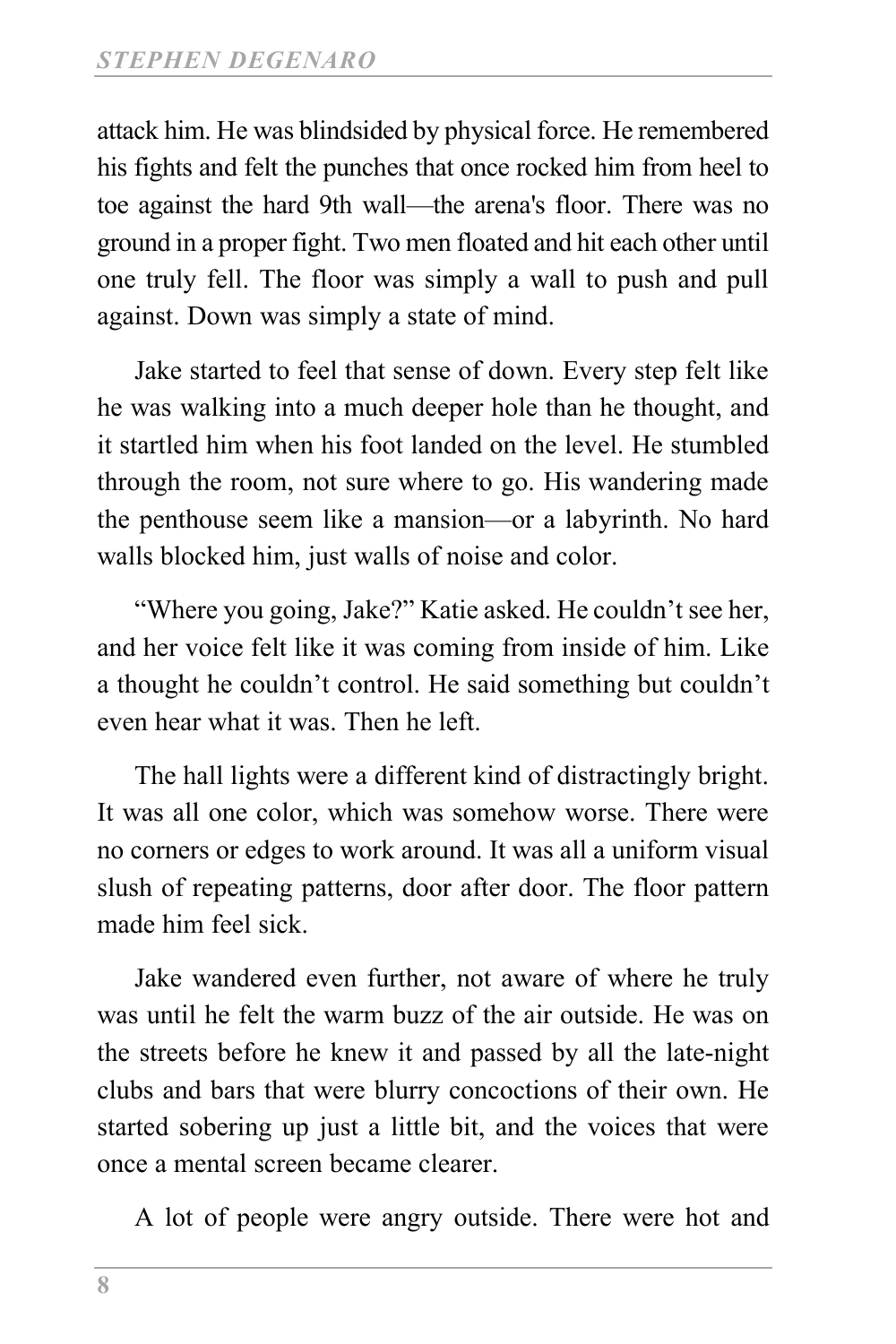attack him. He was blindsided by physical force. He remembered his fights and felt the punches that once rocked him from heel to toe against the hard 9th wall—the arena's floor. There was no ground in a proper fight. Two men floated and hit each other until one truly fell. The floor was simply a wall to push and pull against. Down was simply a state of mind.

Jake started to feel that sense of down. Every step felt like he was walking into a much deeper hole than he thought, and it startled him when his foot landed on the level. He stumbled through the room, not sure where to go. His wandering made the penthouse seem like a mansion—or a labyrinth. No hard walls blocked him, just walls of noise and color.

"Where you going, Jake?" Katie asked. He couldn't see her, and her voice felt like it was coming from inside of him. Like a thought he couldn't control. He said something but couldn't even hear what it was. Then he left.

The hall lights were a different kind of distractingly bright. It was all one color, which was somehow worse. There were no corners or edges to work around. It was all a uniform visual slush of repeating patterns, door after door. The floor pattern made him feel sick.

Jake wandered even further, not aware of where he truly was until he felt the warm buzz of the air outside. He was on the streets before he knew it and passed by all the late-night clubs and bars that were blurry concoctions of their own. He started sobering up just a little bit, and the voices that were once a mental screen became clearer.

A lot of people were angry outside. There were hot and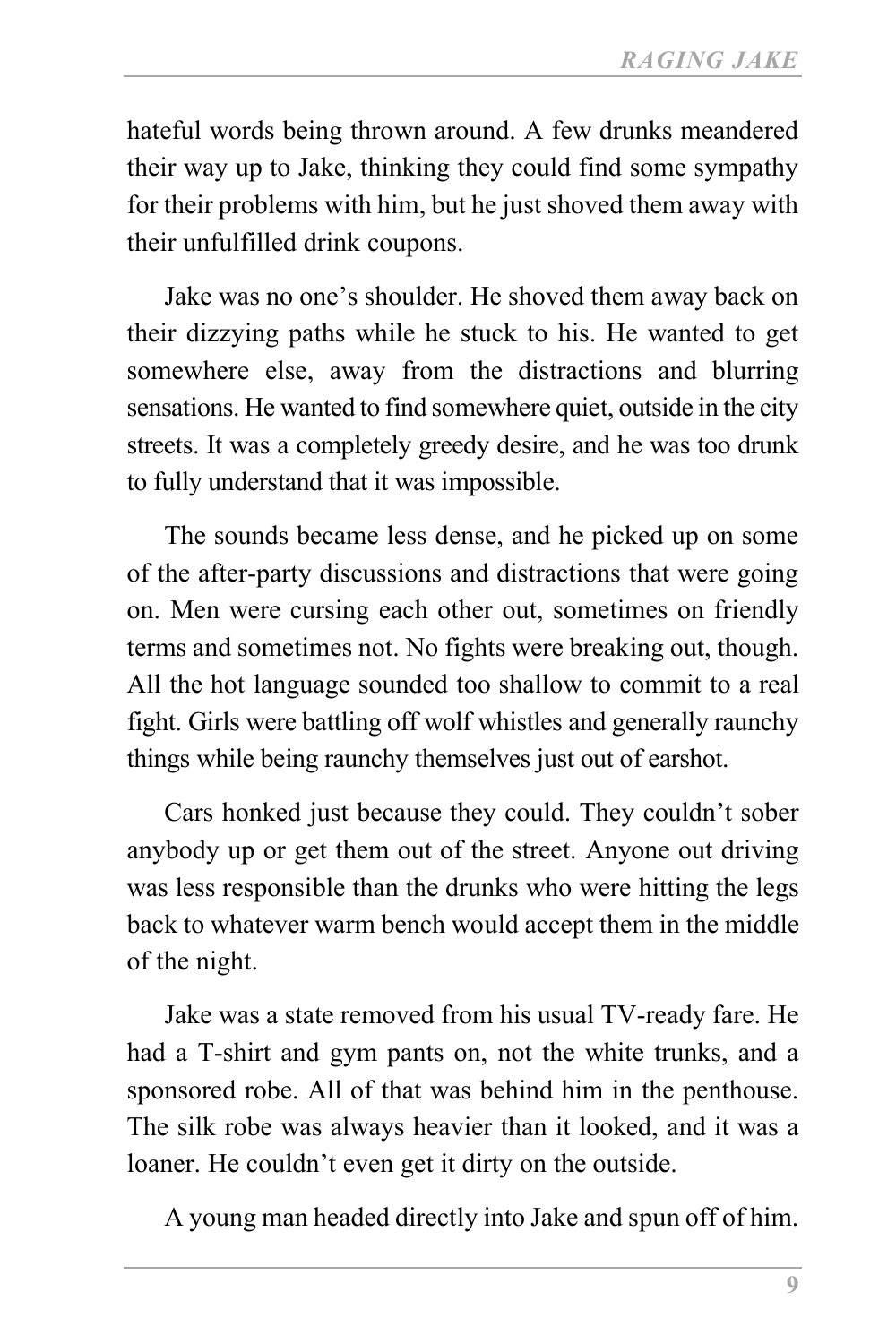hateful words being thrown around. A few drunks meandered their way up to Jake, thinking they could find some sympathy for their problems with him, but he just shoved them away with their unfulfilled drink coupons.

Jake was no one's shoulder. He shoved them away back on their dizzying paths while he stuck to his. He wanted to get somewhere else, away from the distractions and blurring sensations. He wanted to find somewhere quiet, outside in the city streets. It was a completely greedy desire, and he was too drunk to fully understand that it was impossible.

The sounds became less dense, and he picked up on some of the after-party discussions and distractions that were going on. Men were cursing each other out, sometimes on friendly terms and sometimes not. No fights were breaking out, though. All the hot language sounded too shallow to commit to a real fight. Girls were battling off wolf whistles and generally raunchy things while being raunchy themselves just out of earshot.

Cars honked just because they could. They couldn't sober anybody up or get them out of the street. Anyone out driving was less responsible than the drunks who were hitting the legs back to whatever warm bench would accept them in the middle of the night.

Jake was a state removed from his usual TV-ready fare. He had a T-shirt and gym pants on, not the white trunks, and a sponsored robe. All of that was behind him in the penthouse. The silk robe was always heavier than it looked, and it was a loaner. He couldn't even get it dirty on the outside.

A young man headed directly into Jake and spun off of him.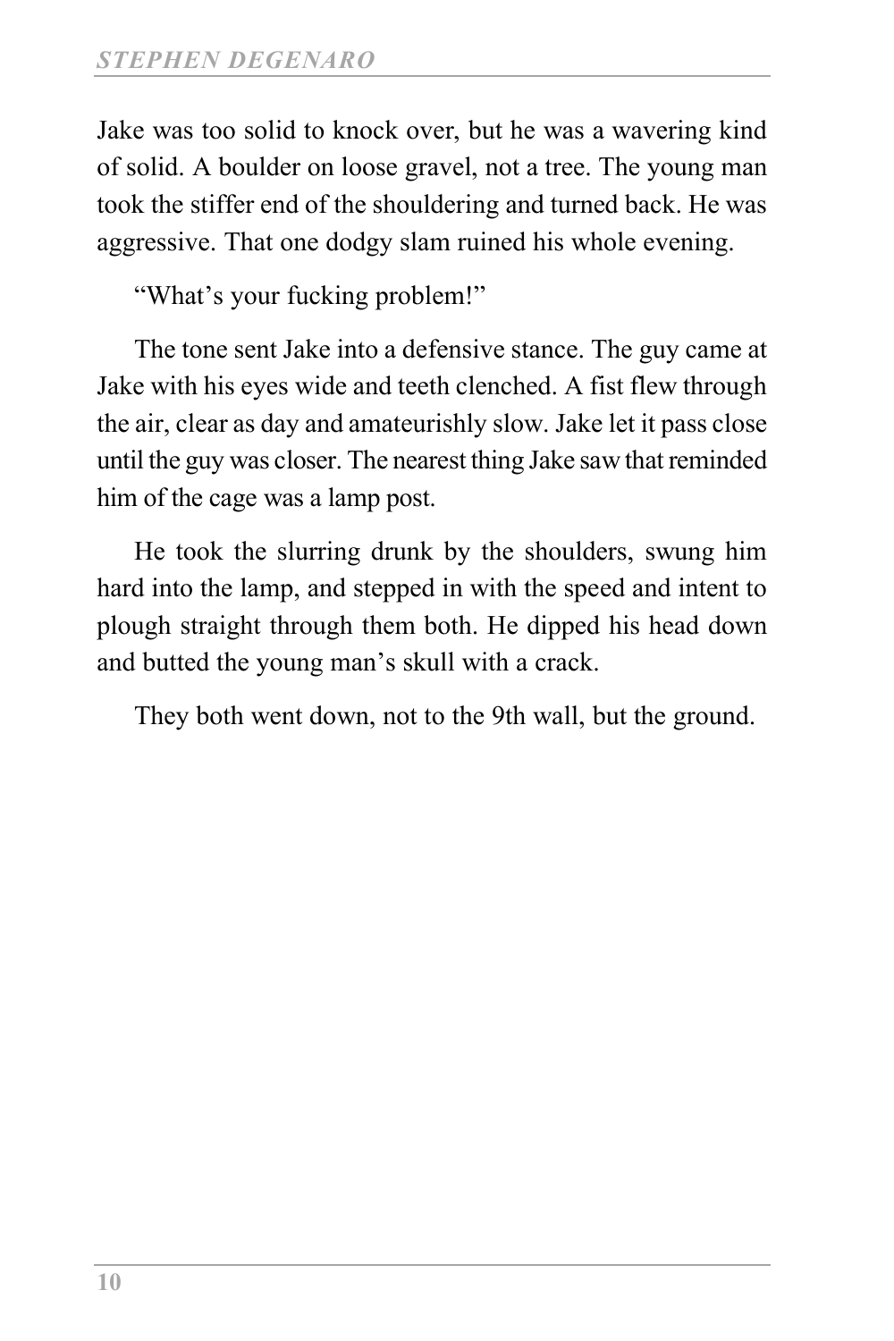Jake was too solid to knock over, but he was a wavering kind of solid. A boulder on loose gravel, not a tree. The young man took the stiffer end of the shouldering and turned back. He was aggressive. That one dodgy slam ruined his whole evening.

"What's your fucking problem!"

The tone sent Jake into a defensive stance. The guy came at Jake with his eyes wide and teeth clenched. A fist flew through the air, clear as day and amateurishly slow. Jake let it pass close until the guy was closer. The nearest thing Jake saw that reminded him of the cage was a lamp post.

He took the slurring drunk by the shoulders, swung him hard into the lamp, and stepped in with the speed and intent to plough straight through them both. He dipped his head down and butted the young man's skull with a crack.

They both went down, not to the 9th wall, but the ground.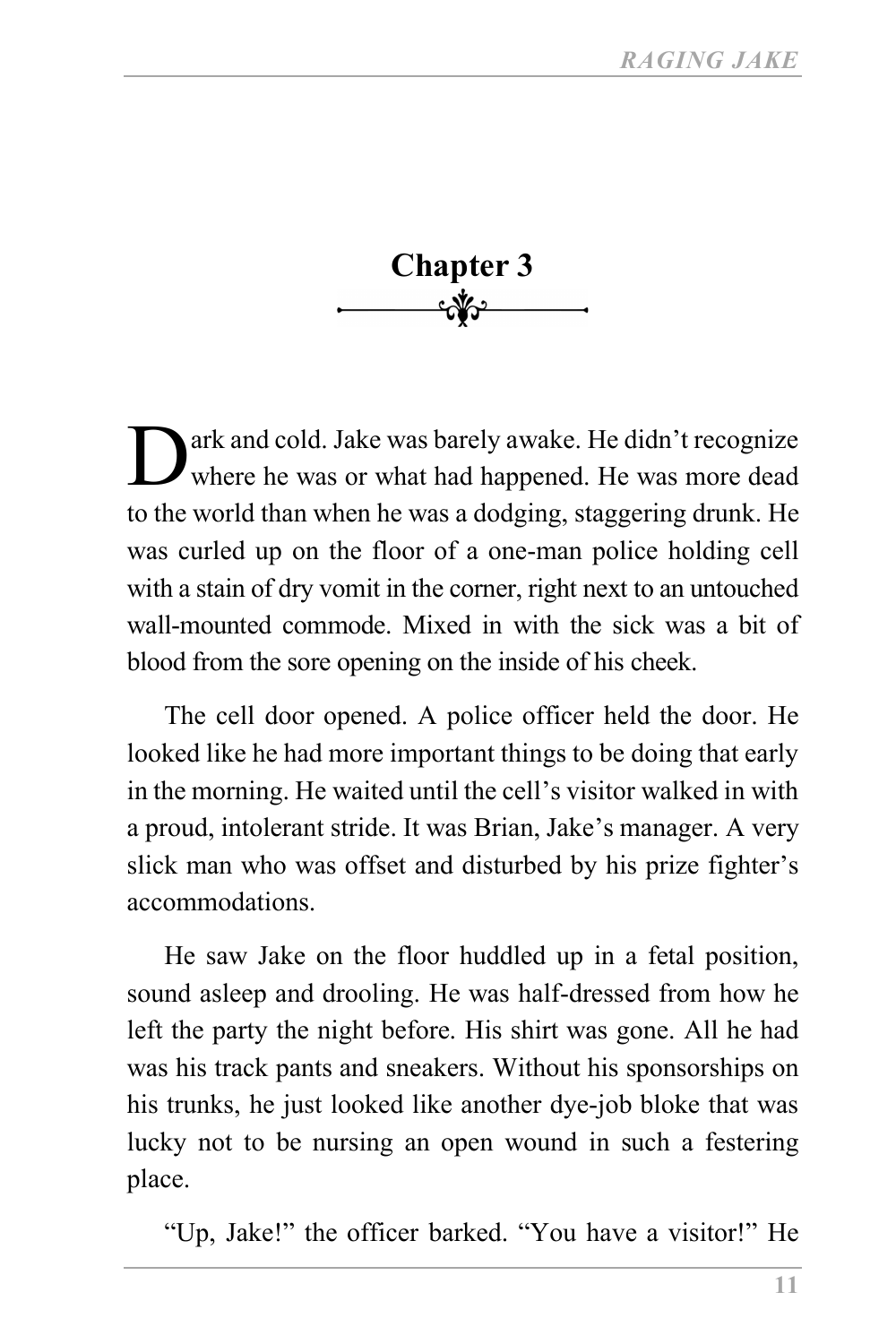# Chapter 3

Dark and cold. Jake was barely awake. He didn't recognize where he was or what had happened. He was more dead to the world than when he was a dodging, staggering drunk. He was curled up on the floor of a one-man police holding cell with a stain of dry vomit in the corner, right next to an untouched wall-mounted commode. Mixed in with the sick was a bit of blood from the sore opening on the inside of his cheek.

The cell door opened. A police officer held the door. He looked like he had more important things to be doing that early in the morning. He waited until the cell's visitor walked in with a proud, intolerant stride. It was Brian, Jake's manager. A very slick man who was offset and disturbed by his prize fighter's accommodations.

He saw Jake on the floor huddled up in a fetal position, sound asleep and drooling. He was half-dressed from how he left the party the night before. His shirt was gone. All he had was his track pants and sneakers. Without his sponsorships on his trunks, he just looked like another dye-job bloke that was lucky not to be nursing an open wound in such a festering place.

"Up, Jake!" the officer barked. "You have a visitor!" He